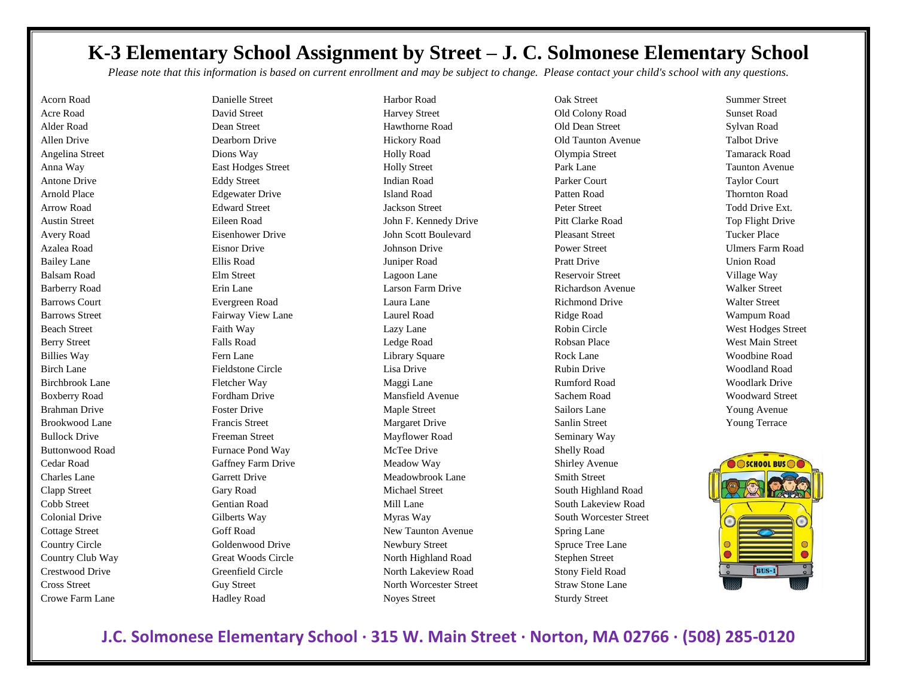# K-3 Elementary School Assignment by Street – J. C. Solmonese Elementary School

*Please note that this information is based on current enrollment and may be subject to change. Please contact your child's school with any questions.*

Acorn Road
Acre Road
Alder Road
Allen Drive
Angelina Street
Anna Way
Antone Drive
Arnold Place
Arrow Road
Austin Street
Avery Road
Azalea Road
Bailey Lane
Balsam Road
Barberry Road
Barrows Court
Barrows Street
Beach Street
Berry Street
Billies Way
Birch Lane
Birchbrook Lane
Boxberry Road
Brahman Drive
Brookwood Lane
Bullock Drive
Buttonwood Road
Cedar Road
Charles Lane
Clapp Street
Cobb Street
Colonial Drive
Cottage Street
Country Circle
Country Club Way
Crestwood Drive
Cross Street
Crowe Farm Lane
Danielle Street
David Street
Dean Street
Dearborn Drive
Dions Way
East Hodges Street
Eddy Street
Edgewater Drive
Edward Street
Eileen Road
Eisenhower Drive
Eisnor Drive
Ellis Road
Elm Street
Erin Lane
Evergreen Road
Fairway View Lane
Faith Way
Falls Road
Fern Lane
Fieldstone Circle
Fletcher Way
Fordham Drive
Foster Drive
Francis Street
Freeman Street
Furnace Pond Way
Gaffney Farm Drive
Garrett Drive
Gary Road
Gentian Road
Gilberts Way
Goff Road
Goldenwood Drive
Great Woods Circle
Greenfield Circle
Guy Street
Hadley Road
Harbor Road
Harvey Street
Hawthorne Road
Hickory Road
Holly Road
Holly Street
Indian Road
Island Road
Jackson Street
John F. Kennedy Drive
John Scott Boulevard
Johnson Drive
Juniper Road
Lagoon Lane
Larson Farm Drive
Laura Lane
Laurel Road
Lazy Lane
Ledge Road
Library Square
Lisa Drive
Maggi Lane
Mansfield Avenue
Maple Street
Margaret Drive
Mayflower Road
McTee Drive
Meadow Way
Meadowbrook Lane
Michael Street
Mill Lane
Myras Way
New Taunton Avenue
Newbury Street
North Highland Road
North Lakeview Road
North Worcester Street
Noyes Street
Oak Street
Old Colony Road
Old Dean Street
Old Taunton Avenue
Olympia Street
Park Lane
Parker Court
Patten Road
Peter Street
Pitt Clarke Road
Pleasant Street
Power Street
Pratt Drive
Reservoir Street
Richardson Avenue
Richmond Drive
Ridge Road
Robin Circle
Robsan Place
Rock Lane
Rubin Drive
Rumford Road
Sachem Road
Sailors Lane
Sanlin Street
Seminary Way
Shelly Road
Shirley Avenue
Smith Street
South Highland Road
South Lakeview Road
South Worcester Street
Spring Lane
Spruce Tree Lane
Stephen Street
Stony Field Road
Straw Stone Lane
Sturdy Street
Summer Street
Sunset Road
Sylvan Road
Talbot Drive
Tamarack Road
Taunton Avenue
Taylor Court
Thornton Road
Todd Drive Ext.
Top Flight Drive
Tucker Place
Ulmers Farm Road
Union Road
Village Way
Walker Street
Walter Street
Wampum Road
West Hodges Street
West Main Street
Woodbine Road
Woodland Road
Woodlark Drive
Woodward Street
Young Avenue
Young Terrace

**J.C. Solmonese Elementary School · 315 W. Main Street · Norton, MA 02766 · (508) 285-0120**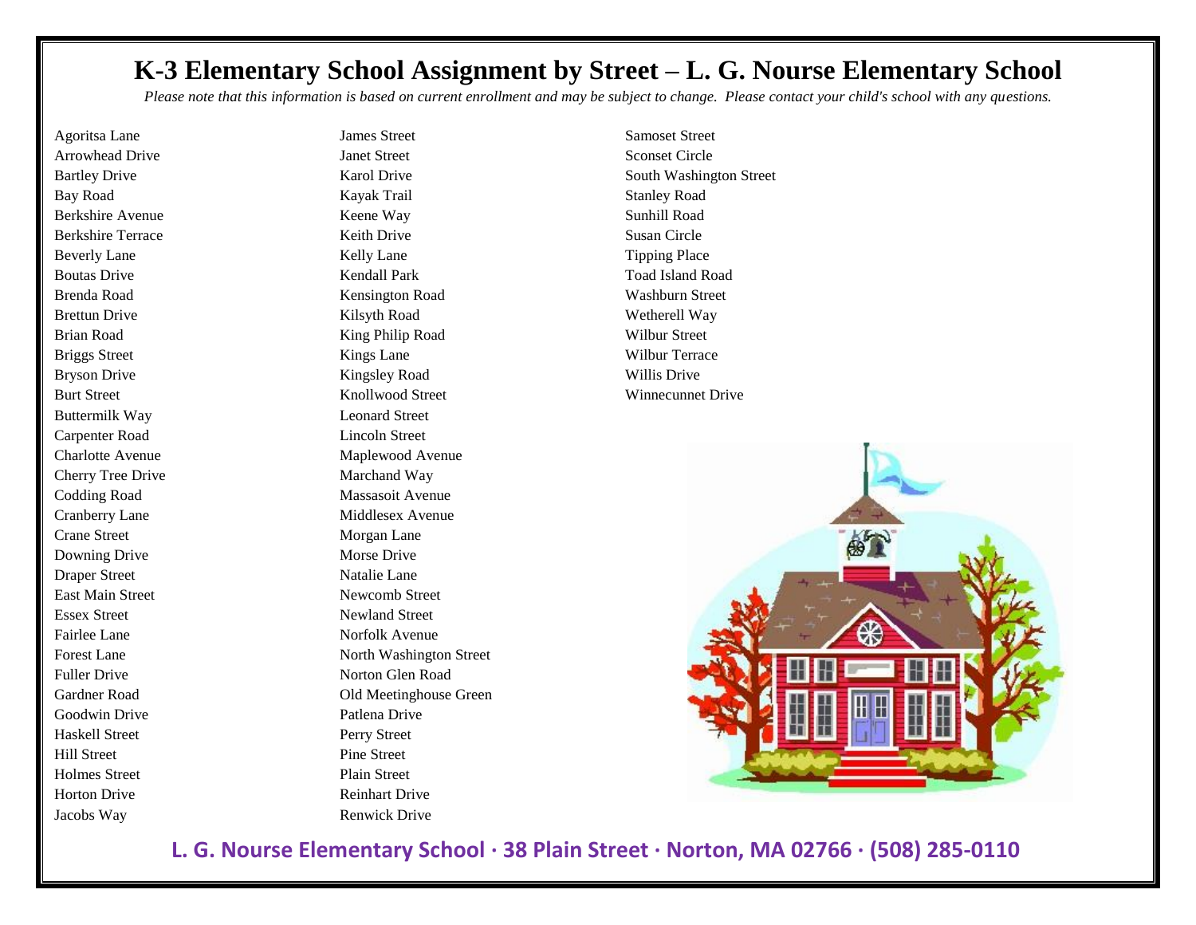# K-3 Elementary School Assignment by Street – L. G. Nourse Elementary School

*Please note that this information is based on current enrollment and may be subject to change. Please contact your child's school with any questions.*

Agoritsa Lane
Arrowhead Drive
Bartley Drive
Bay Road
Berkshire Avenue
Berkshire Terrace
Beverly Lane
Boutas Drive
Brenda Road
Brettun Drive
Brian Road
Briggs Street
Bryson Drive
Burt Street
Buttermilk Way
Carpenter Road
Charlotte Avenue
Cherry Tree Drive
Codding Road
Cranberry Lane
Crane Street
Downing Drive
Draper Street
East Main Street
Essex Street
Fairlee Lane
Forest Lane
Fuller Drive
Gardner Road
Goodwin Drive
Haskell Street
Hill Street
Holmes Street
Horton Drive
Jacobs Way
James Street
Janet Street
Karol Drive
Kayak Trail
Keene Way
Keith Drive
Kelly Lane
Kendall Park
Kensington Road
Kilsyth Road
King Philip Road
Kings Lane
Kingsley Road
Knollwood Street
Leonard Street
Lincoln Street
Maplewood Avenue
Marchand Way
Massasoit Avenue
Middlesex Avenue
Morgan Lane
Morse Drive
Natalie Lane
Newcomb Street
Newland Street
Norfolk Avenue
North Washington Street
Norton Glen Road
Old Meetinghouse Green
Patlena Drive
Perry Street
Pine Street
Plain Street
Reinhart Drive
Renwick Drive
Samoset Street
Sconset Circle
South Washington Street
Stanley Road
Sunhill Road
Susan Circle
Tipping Place
Toad Island Road
Washburn Street
Wetherell Way
Wilbur Street
Wilbur Terrace
Willis Drive
Winnecunnet Drive

**L. G. Nourse Elementary School · 38 Plain Street · Norton, MA 02766 · (508) 285-0110**